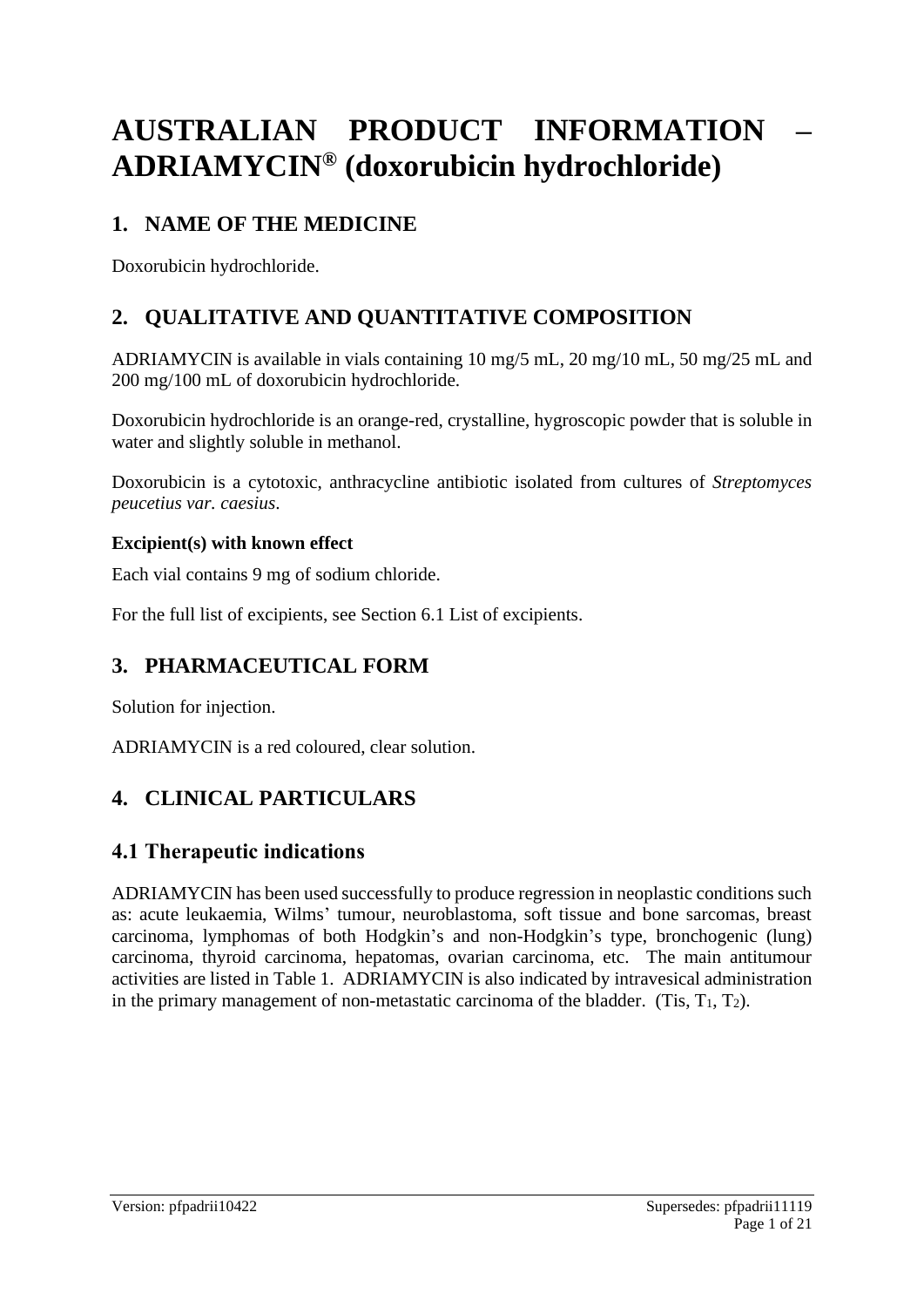# AUSTRALIAN PRODUCT INFORMATION – ADRIAMYCIN® (doxorubicin hydrochloride)

## 1. NAME OF THE MEDICINE

Doxorubicin hydrochloride.

## 2. QUALITATIVE AND QUANTITATIVE COMPOSITION

ADRIAMYCIN is available in vials containing 10 mg/5 mL, 20 mg/10 mL, 50 mg/25 mL and 200 mg/100 mL of doxorubicin hydrochloride.

Doxorubicin hydrochloride is an orange-red, crystalline, hygroscopic powder that is soluble in water and slightly soluble in methanol.

Doxorubicin is a cytotoxic, anthracycline antibiotic isolated from cultures of *Streptomyces peucetius var. caesius*.

#### Excipient(s) with known effect

Each vial contains 9 mg of sodium chloride.

For the full list of excipients, see Section 6.1 List of excipients.

## 3. PHARMACEUTICAL FORM

Solution for injection.

ADRIAMYCIN is a red coloured, clear solution.

## 4. CLINICAL PARTICULARS

### 4.1 Therapeutic indications

ADRIAMYCIN has been used successfully to produce regression in neoplastic conditions such as: acute leukaemia, Wilms' tumour, neuroblastoma, soft tissue and bone sarcomas, breast carcinoma, lymphomas of both Hodgkin's and non-Hodgkin's type, bronchogenic (lung) carcinoma, thyroid carcinoma, hepatomas, ovarian carcinoma, etc. The main antitumour activities are listed in Table 1. ADRIAMYCIN is also indicated by intravesical administration in the primary management of non-metastatic carcinoma of the bladder. (Tis, $T_1$, $T_2$).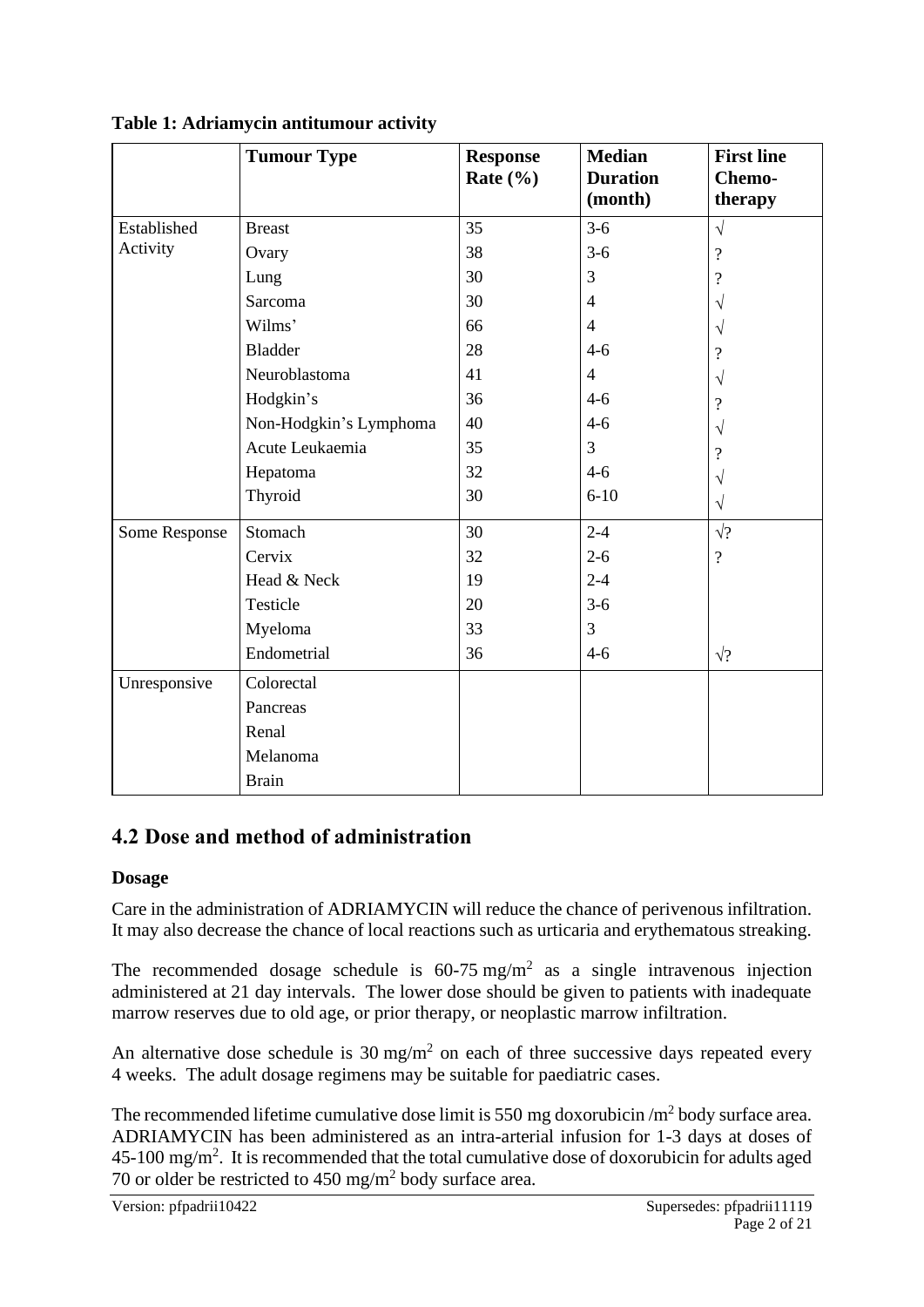**Table 1: Adriamycin antitumour activity**

| | Tumour Type | Response Rate (%) | Median Duration (month) | First line Chemo-therapy |
|---|---|---|---|---|
| Established Activity | Breast | 35 | 3-6 | √ |
| | Ovary | 38 | 3-6 | ? |
| | Lung | 30 | 3 | ? |
| | Sarcoma | 30 | 4 | √ |
| | Wilms' | 66 | 4 | √ |
| | Bladder | 28 | 4-6 | ? |
| | Neuroblastoma | 41 | 4 | √ |
| | Hodgkin's | 36 | 4-6 | ? |
| | Non-Hodgkin's Lymphoma | 40 | 4-6 | √ |
| | Acute Leukaemia | 35 | 3 | ? |
| | Hepatoma | 32 | 4-6 | √ |
| | Thyroid | 30 | 6-10 | √ |
| Some Response | Stomach | 30 | 2-4 | √? |
| | Cervix | 32 | 2-6 | ? |
| | Head & Neck | 19 | 2-4 | |
| | Testicle | 20 | 3-6 | |
| | Myeloma | 33 | 3 | |
| | Endometrial | 36 | 4-6 | √? |
| Unresponsive | Colorectal | | | |
| | Pancreas | | | |
| | Renal | | | |
| | Melanoma | | | |
| | Brain | | | |

## 4.2 Dose and method of administration

### Dosage

Care in the administration of ADRIAMYCIN will reduce the chance of perivenous infiltration. It may also decrease the chance of local reactions such as urticaria and erythematous streaking.

The recommended dosage schedule is 60-75 mg/m$^2$ as a single intravenous injection administered at 21 day intervals. The lower dose should be given to patients with inadequate marrow reserves due to old age, or prior therapy, or neoplastic marrow infiltration.

An alternative dose schedule is 30 mg/m$^2$ on each of three successive days repeated every 4 weeks. The adult dosage regimens may be suitable for paediatric cases.

The recommended lifetime cumulative dose limit is 550 mg doxorubicin /m$^2$ body surface area. ADRIAMYCIN has been administered as an intra-arterial infusion for 1-3 days at doses of 45-100 mg/m$^2$. It is recommended that the total cumulative dose of doxorubicin for adults aged 70 or older be restricted to 450 mg/m$^2$ body surface area.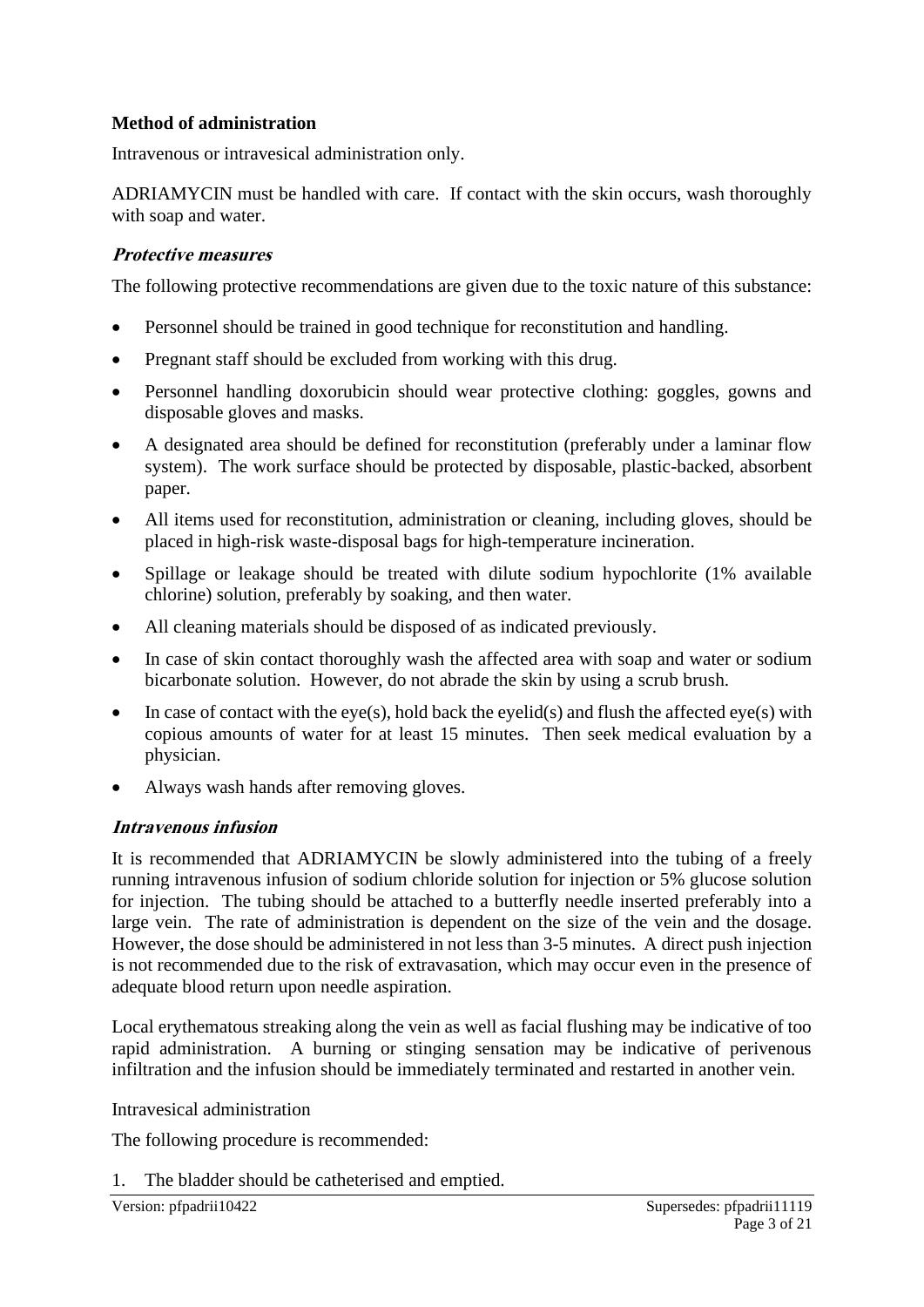### Method of administration

Intravenous or intravesical administration only.

ADRIAMYCIN must be handled with care. If contact with the skin occurs, wash thoroughly with soap and water.

#### *Protective measures*

The following protective recommendations are given due to the toxic nature of this substance:

- Personnel should be trained in good technique for reconstitution and handling.
- Pregnant staff should be excluded from working with this drug.
- Personnel handling doxorubicin should wear protective clothing: goggles, gowns and disposable gloves and masks.
- A designated area should be defined for reconstitution (preferably under a laminar flow system). The work surface should be protected by disposable, plastic-backed, absorbent paper.
- All items used for reconstitution, administration or cleaning, including gloves, should be placed in high-risk waste-disposal bags for high-temperature incineration.
- Spillage or leakage should be treated with dilute sodium hypochlorite (1% available chlorine) solution, preferably by soaking, and then water.
- All cleaning materials should be disposed of as indicated previously.
- In case of skin contact thoroughly wash the affected area with soap and water or sodium bicarbonate solution. However, do not abrade the skin by using a scrub brush.
- In case of contact with the eye(s), hold back the eyelid(s) and flush the affected eye(s) with copious amounts of water for at least 15 minutes. Then seek medical evaluation by a physician.
- Always wash hands after removing gloves.

#### *Intravenous infusion*

It is recommended that ADRIAMYCIN be slowly administered into the tubing of a freely running intravenous infusion of sodium chloride solution for injection or 5% glucose solution for injection. The tubing should be attached to a butterfly needle inserted preferably into a large vein. The rate of administration is dependent on the size of the vein and the dosage. However, the dose should be administered in not less than 3-5 minutes. A direct push injection is not recommended due to the risk of extravasation, which may occur even in the presence of adequate blood return upon needle aspiration.

Local erythematous streaking along the vein as well as facial flushing may be indicative of too rapid administration. A burning or stinging sensation may be indicative of perivenous infiltration and the infusion should be immediately terminated and restarted in another vein.

Intravesical administration

The following procedure is recommended:

1. The bladder should be catheterised and emptied.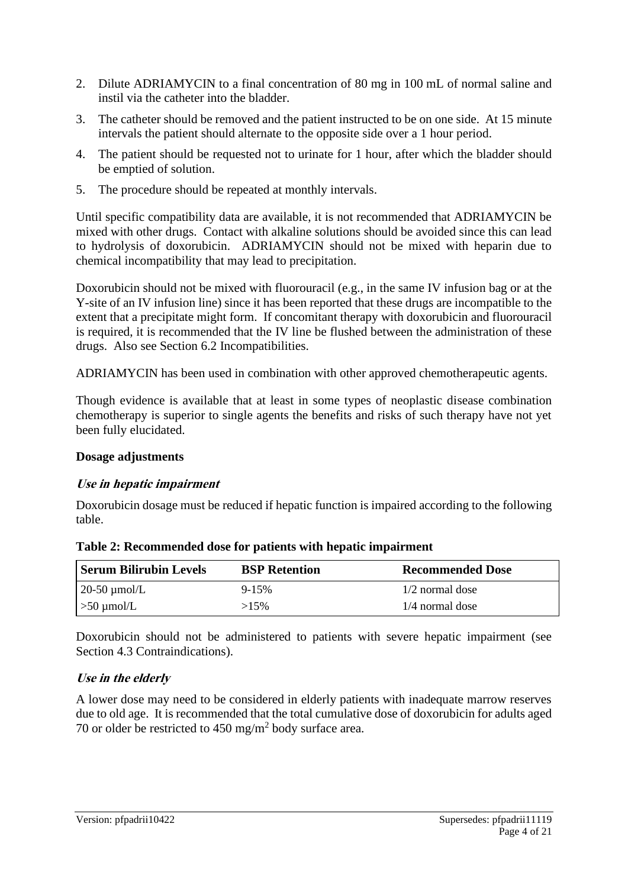2. Dilute ADRIAMYCIN to a final concentration of 80 mg in 100 mL of normal saline and instil via the catheter into the bladder.
3. The catheter should be removed and the patient instructed to be on one side. At 15 minute intervals the patient should alternate to the opposite side over a 1 hour period.
4. The patient should be requested not to urinate for 1 hour, after which the bladder should be emptied of solution.
5. The procedure should be repeated at monthly intervals.

Until specific compatibility data are available, it is not recommended that ADRIAMYCIN be mixed with other drugs. Contact with alkaline solutions should be avoided since this can lead to hydrolysis of doxorubicin. ADRIAMYCIN should not be mixed with heparin due to chemical incompatibility that may lead to precipitation.

Doxorubicin should not be mixed with fluorouracil (e.g., in the same IV infusion bag or at the Y-site of an IV infusion line) since it has been reported that these drugs are incompatible to the extent that a precipitate might form. If concomitant therapy with doxorubicin and fluorouracil is required, it is recommended that the IV line be flushed between the administration of these drugs. Also see Section 6.2 Incompatibilities.

ADRIAMYCIN has been used in combination with other approved chemotherapeutic agents.

Though evidence is available that at least in some types of neoplastic disease combination chemotherapy is superior to single agents the benefits and risks of such therapy have not yet been fully elucidated.

**Dosage adjustments**

***Use in hepatic impairment***

Doxorubicin dosage must be reduced if hepatic function is impaired according to the following table.

**Table 2: Recommended dose for patients with hepatic impairment**

| Serum Bilirubin Levels | BSP Retention | Recommended Dose |
|---|---|---|
| 20-50 µmol/L | 9-15% | 1/2 normal dose |
| >50 µmol/L | >15% | 1/4 normal dose |

Doxorubicin should not be administered to patients with severe hepatic impairment (see Section 4.3 Contraindications).

***Use in the elderly***

A lower dose may need to be considered in elderly patients with inadequate marrow reserves due to old age. It is recommended that the total cumulative dose of doxorubicin for adults aged 70 or older be restricted to 450 $mg/m^2$ body surface area.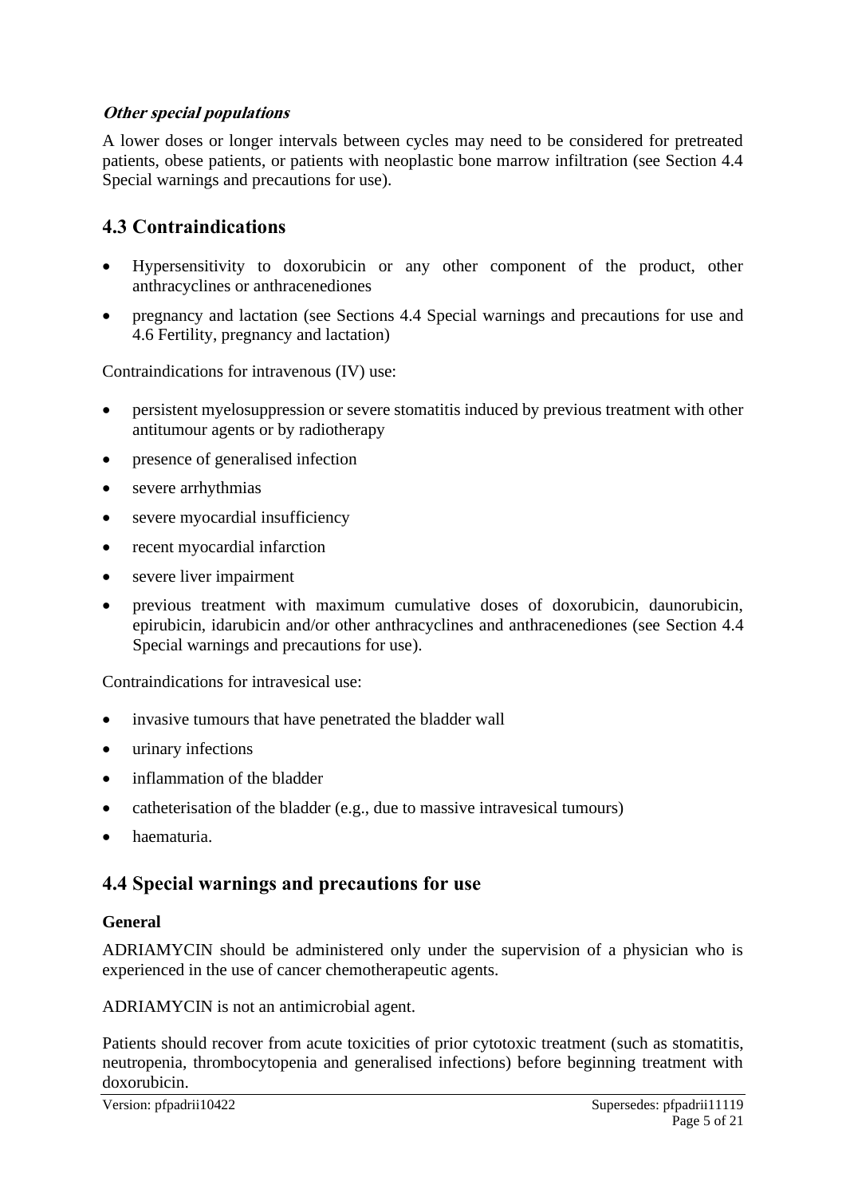***Other special populations***

A lower doses or longer intervals between cycles may need to be considered for pretreated patients, obese patients, or patients with neoplastic bone marrow infiltration (see Section 4.4 Special warnings and precautions for use).

## 4.3 Contraindications

- Hypersensitivity to doxorubicin or any other component of the product, other anthracyclines or anthracenediones
- pregnancy and lactation (see Sections 4.4 Special warnings and precautions for use and 4.6 Fertility, pregnancy and lactation)

Contraindications for intravenous (IV) use:

- persistent myelosuppression or severe stomatitis induced by previous treatment with other antitumour agents or by radiotherapy
- presence of generalised infection
- severe arrhythmias
- severe myocardial insufficiency
- recent myocardial infarction
- severe liver impairment
- previous treatment with maximum cumulative doses of doxorubicin, daunorubicin, epirubicin, idarubicin and/or other anthracyclines and anthracenediones (see Section 4.4 Special warnings and precautions for use).

Contraindications for intravesical use:

- invasive tumours that have penetrated the bladder wall
- urinary infections
- inflammation of the bladder
- catheterisation of the bladder (e.g., due to massive intravesical tumours)
- haematuria.

## 4.4 Special warnings and precautions for use

**General**

ADRIAMYCIN should be administered only under the supervision of a physician who is experienced in the use of cancer chemotherapeutic agents.

ADRIAMYCIN is not an antimicrobial agent.

Patients should recover from acute toxicities of prior cytotoxic treatment (such as stomatitis, neutropenia, thrombocytopenia and generalised infections) before beginning treatment with doxorubicin.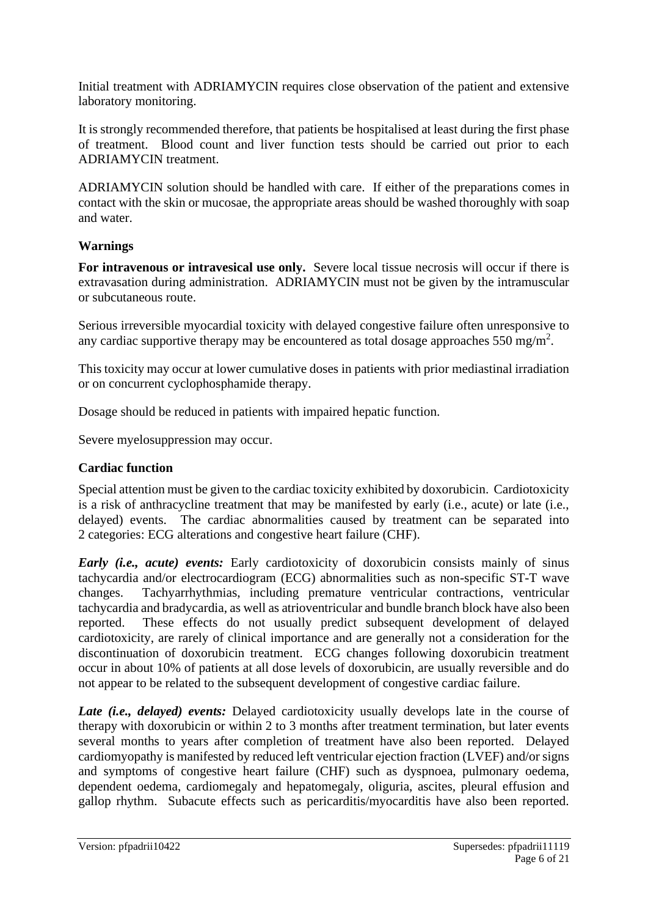Initial treatment with ADRIAMYCIN requires close observation of the patient and extensive laboratory monitoring.

It is strongly recommended therefore, that patients be hospitalised at least during the first phase of treatment. Blood count and liver function tests should be carried out prior to each ADRIAMYCIN treatment.

ADRIAMYCIN solution should be handled with care. If either of the preparations comes in contact with the skin or mucosae, the appropriate areas should be washed thoroughly with soap and water.

### Warnings

**For intravenous or intravesical use only.** Severe local tissue necrosis will occur if there is extravasation during administration. ADRIAMYCIN must not be given by the intramuscular or subcutaneous route.

Serious irreversible myocardial toxicity with delayed congestive failure often unresponsive to any cardiac supportive therapy may be encountered as total dosage approaches 550 mg/m$^2$.

This toxicity may occur at lower cumulative doses in patients with prior mediastinal irradiation or on concurrent cyclophosphamide therapy.

Dosage should be reduced in patients with impaired hepatic function.

Severe myelosuppression may occur.

### Cardiac function

Special attention must be given to the cardiac toxicity exhibited by doxorubicin. Cardiotoxicity is a risk of anthracycline treatment that may be manifested by early (i.e., acute) or late (i.e., delayed) events. The cardiac abnormalities caused by treatment can be separated into 2 categories: ECG alterations and congestive heart failure (CHF).

***Early (i.e., acute) events:*** Early cardiotoxicity of doxorubicin consists mainly of sinus tachycardia and/or electrocardiogram (ECG) abnormalities such as non-specific ST-T wave changes. Tachyarrhythmias, including premature ventricular contractions, ventricular tachycardia and bradycardia, as well as atrioventricular and bundle branch block have also been reported. These effects do not usually predict subsequent development of delayed cardiotoxicity, are rarely of clinical importance and are generally not a consideration for the discontinuation of doxorubicin treatment. ECG changes following doxorubicin treatment occur in about 10% of patients at all dose levels of doxorubicin, are usually reversible and do not appear to be related to the subsequent development of congestive cardiac failure.

***Late (i.e., delayed) events:*** Delayed cardiotoxicity usually develops late in the course of therapy with doxorubicin or within 2 to 3 months after treatment termination, but later events several months to years after completion of treatment have also been reported. Delayed cardiomyopathy is manifested by reduced left ventricular ejection fraction (LVEF) and/or signs and symptoms of congestive heart failure (CHF) such as dyspnoea, pulmonary oedema, dependent oedema, cardiomegaly and hepatomegaly, oliguria, ascites, pleural effusion and gallop rhythm. Subacute effects such as pericarditis/myocarditis have also been reported.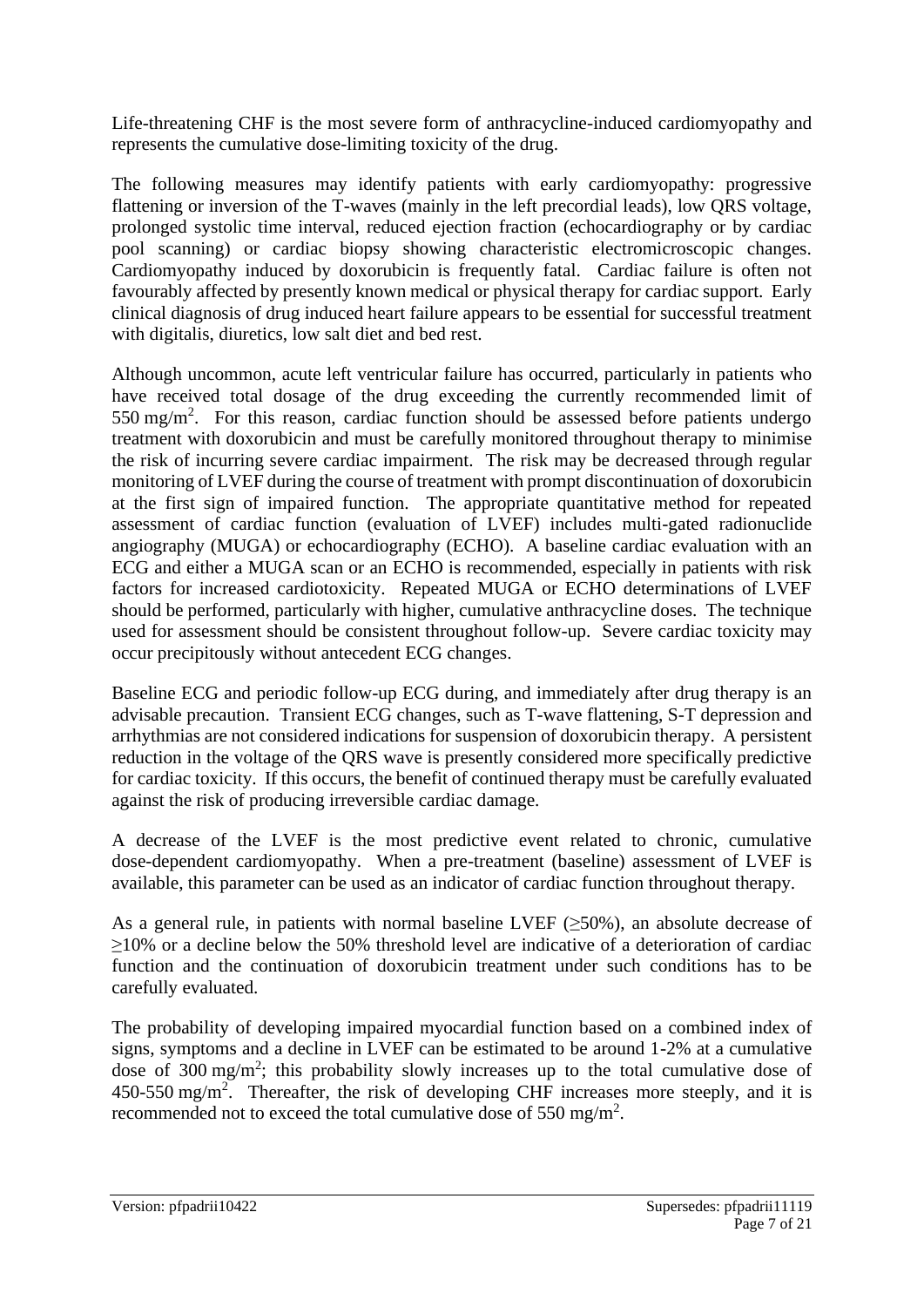Life-threatening CHF is the most severe form of anthracycline-induced cardiomyopathy and represents the cumulative dose-limiting toxicity of the drug.

The following measures may identify patients with early cardiomyopathy: progressive flattening or inversion of the T-waves (mainly in the left precordial leads), low QRS voltage, prolonged systolic time interval, reduced ejection fraction (echocardiography or by cardiac pool scanning) or cardiac biopsy showing characteristic electromicroscopic changes. Cardiomyopathy induced by doxorubicin is frequently fatal. Cardiac failure is often not favourably affected by presently known medical or physical therapy for cardiac support. Early clinical diagnosis of drug induced heart failure appears to be essential for successful treatment with digitalis, diuretics, low salt diet and bed rest.

Although uncommon, acute left ventricular failure has occurred, particularly in patients who have received total dosage of the drug exceeding the currently recommended limit of 550 mg/m$^2$. For this reason, cardiac function should be assessed before patients undergo treatment with doxorubicin and must be carefully monitored throughout therapy to minimise the risk of incurring severe cardiac impairment. The risk may be decreased through regular monitoring of LVEF during the course of treatment with prompt discontinuation of doxorubicin at the first sign of impaired function. The appropriate quantitative method for repeated assessment of cardiac function (evaluation of LVEF) includes multi-gated radionuclide angiography (MUGA) or echocardiography (ECHO). A baseline cardiac evaluation with an ECG and either a MUGA scan or an ECHO is recommended, especially in patients with risk factors for increased cardiotoxicity. Repeated MUGA or ECHO determinations of LVEF should be performed, particularly with higher, cumulative anthracycline doses. The technique used for assessment should be consistent throughout follow-up. Severe cardiac toxicity may occur precipitously without antecedent ECG changes.

Baseline ECG and periodic follow-up ECG during, and immediately after drug therapy is an advisable precaution. Transient ECG changes, such as T-wave flattening, S-T depression and arrhythmias are not considered indications for suspension of doxorubicin therapy. A persistent reduction in the voltage of the QRS wave is presently considered more specifically predictive for cardiac toxicity. If this occurs, the benefit of continued therapy must be carefully evaluated against the risk of producing irreversible cardiac damage.

A decrease of the LVEF is the most predictive event related to chronic, cumulative dose-dependent cardiomyopathy. When a pre-treatment (baseline) assessment of LVEF is available, this parameter can be used as an indicator of cardiac function throughout therapy.

As a general rule, in patients with normal baseline LVEF ($\geq$50%), an absolute decrease of $\geq$10% or a decline below the 50% threshold level are indicative of a deterioration of cardiac function and the continuation of doxorubicin treatment under such conditions has to be carefully evaluated.

The probability of developing impaired myocardial function based on a combined index of signs, symptoms and a decline in LVEF can be estimated to be around 1-2% at a cumulative dose of 300 mg/m$^2$; this probability slowly increases up to the total cumulative dose of 450-550 mg/m$^2$. Thereafter, the risk of developing CHF increases more steeply, and it is recommended not to exceed the total cumulative dose of 550 mg/m$^2$.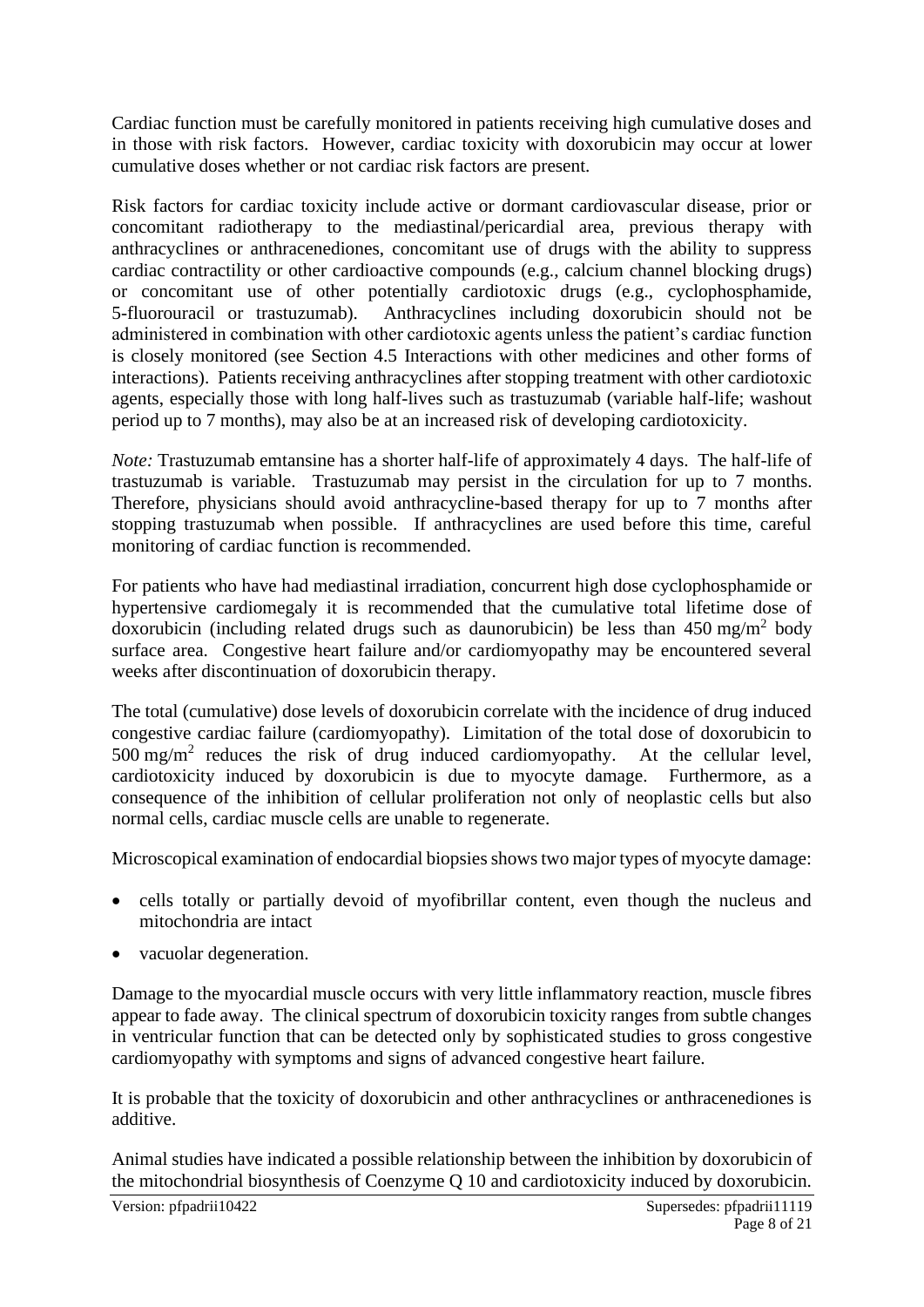Cardiac function must be carefully monitored in patients receiving high cumulative doses and in those with risk factors. However, cardiac toxicity with doxorubicin may occur at lower cumulative doses whether or not cardiac risk factors are present.

Risk factors for cardiac toxicity include active or dormant cardiovascular disease, prior or concomitant radiotherapy to the mediastinal/pericardial area, previous therapy with anthracyclines or anthracenediones, concomitant use of drugs with the ability to suppress cardiac contractility or other cardioactive compounds (e.g., calcium channel blocking drugs) or concomitant use of other potentially cardiotoxic drugs (e.g., cyclophosphamide, 5-fluorouracil or trastuzumab). Anthracyclines including doxorubicin should not be administered in combination with other cardiotoxic agents unless the patient's cardiac function is closely monitored (see Section 4.5 Interactions with other medicines and other forms of interactions). Patients receiving anthracyclines after stopping treatment with other cardiotoxic agents, especially those with long half-lives such as trastuzumab (variable half-life; washout period up to 7 months), may also be at an increased risk of developing cardiotoxicity.

*Note:* Trastuzumab emtansine has a shorter half-life of approximately 4 days. The half-life of trastuzumab is variable. Trastuzumab may persist in the circulation for up to 7 months. Therefore, physicians should avoid anthracycline-based therapy for up to 7 months after stopping trastuzumab when possible. If anthracyclines are used before this time, careful monitoring of cardiac function is recommended.

For patients who have had mediastinal irradiation, concurrent high dose cyclophosphamide or hypertensive cardiomegaly it is recommended that the cumulative total lifetime dose of doxorubicin (including related drugs such as daunorubicin) be less than 450 mg/m$^2$ body surface area. Congestive heart failure and/or cardiomyopathy may be encountered several weeks after discontinuation of doxorubicin therapy.

The total (cumulative) dose levels of doxorubicin correlate with the incidence of drug induced congestive cardiac failure (cardiomyopathy). Limitation of the total dose of doxorubicin to 500 mg/m$^2$ reduces the risk of drug induced cardiomyopathy. At the cellular level, cardiotoxicity induced by doxorubicin is due to myocyte damage. Furthermore, as a consequence of the inhibition of cellular proliferation not only of neoplastic cells but also normal cells, cardiac muscle cells are unable to regenerate.

Microscopical examination of endocardial biopsies shows two major types of myocyte damage:

- cells totally or partially devoid of myofibrillar content, even though the nucleus and mitochondria are intact
- vacuolar degeneration.

Damage to the myocardial muscle occurs with very little inflammatory reaction, muscle fibres appear to fade away. The clinical spectrum of doxorubicin toxicity ranges from subtle changes in ventricular function that can be detected only by sophisticated studies to gross congestive cardiomyopathy with symptoms and signs of advanced congestive heart failure.

It is probable that the toxicity of doxorubicin and other anthracyclines or anthracenediones is additive.

Animal studies have indicated a possible relationship between the inhibition by doxorubicin of the mitochondrial biosynthesis of Coenzyme Q 10 and cardiotoxicity induced by doxorubicin.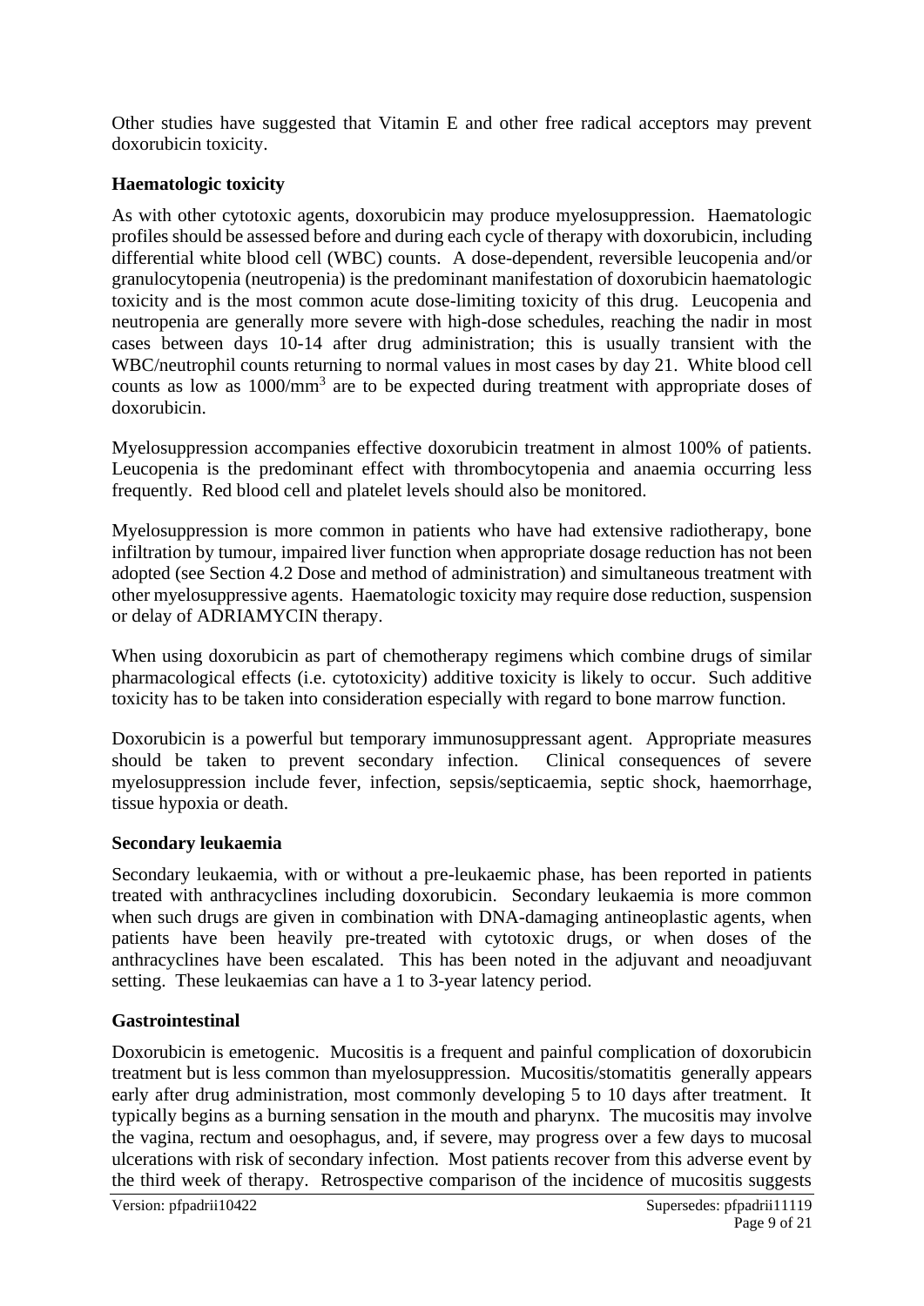Other studies have suggested that Vitamin E and other free radical acceptors may prevent doxorubicin toxicity.

**Haematologic toxicity**

As with other cytotoxic agents, doxorubicin may produce myelosuppression. Haematologic profiles should be assessed before and during each cycle of therapy with doxorubicin, including differential white blood cell (WBC) counts. A dose-dependent, reversible leucopenia and/or granulocytopenia (neutropenia) is the predominant manifestation of doxorubicin haematologic toxicity and is the most common acute dose-limiting toxicity of this drug. Leucopenia and neutropenia are generally more severe with high-dose schedules, reaching the nadir in most cases between days 10-14 after drug administration; this is usually transient with the WBC/neutrophil counts returning to normal values in most cases by day 21. White blood cell counts as low as $1000/mm^3$ are to be expected during treatment with appropriate doses of doxorubicin.

Myelosuppression accompanies effective doxorubicin treatment in almost 100% of patients. Leucopenia is the predominant effect with thrombocytopenia and anaemia occurring less frequently. Red blood cell and platelet levels should also be monitored.

Myelosuppression is more common in patients who have had extensive radiotherapy, bone infiltration by tumour, impaired liver function when appropriate dosage reduction has not been adopted (see Section 4.2 Dose and method of administration) and simultaneous treatment with other myelosuppressive agents. Haematologic toxicity may require dose reduction, suspension or delay of ADRIAMYCIN therapy.

When using doxorubicin as part of chemotherapy regimens which combine drugs of similar pharmacological effects (i.e. cytotoxicity) additive toxicity is likely to occur. Such additive toxicity has to be taken into consideration especially with regard to bone marrow function.

Doxorubicin is a powerful but temporary immunosuppressant agent. Appropriate measures should be taken to prevent secondary infection. Clinical consequences of severe myelosuppression include fever, infection, sepsis/septicaemia, septic shock, haemorrhage, tissue hypoxia or death.

**Secondary leukaemia**

Secondary leukaemia, with or without a pre-leukaemic phase, has been reported in patients treated with anthracyclines including doxorubicin. Secondary leukaemia is more common when such drugs are given in combination with DNA-damaging antineoplastic agents, when patients have been heavily pre-treated with cytotoxic drugs, or when doses of the anthracyclines have been escalated. This has been noted in the adjuvant and neoadjuvant setting. These leukaemias can have a 1 to 3-year latency period.

**Gastrointestinal**

Doxorubicin is emetogenic. Mucositis is a frequent and painful complication of doxorubicin treatment but is less common than myelosuppression. Mucositis/stomatitis generally appears early after drug administration, most commonly developing 5 to 10 days after treatment. It typically begins as a burning sensation in the mouth and pharynx. The mucositis may involve the vagina, rectum and oesophagus, and, if severe, may progress over a few days to mucosal ulcerations with risk of secondary infection. Most patients recover from this adverse event by the third week of therapy. Retrospective comparison of the incidence of mucositis suggests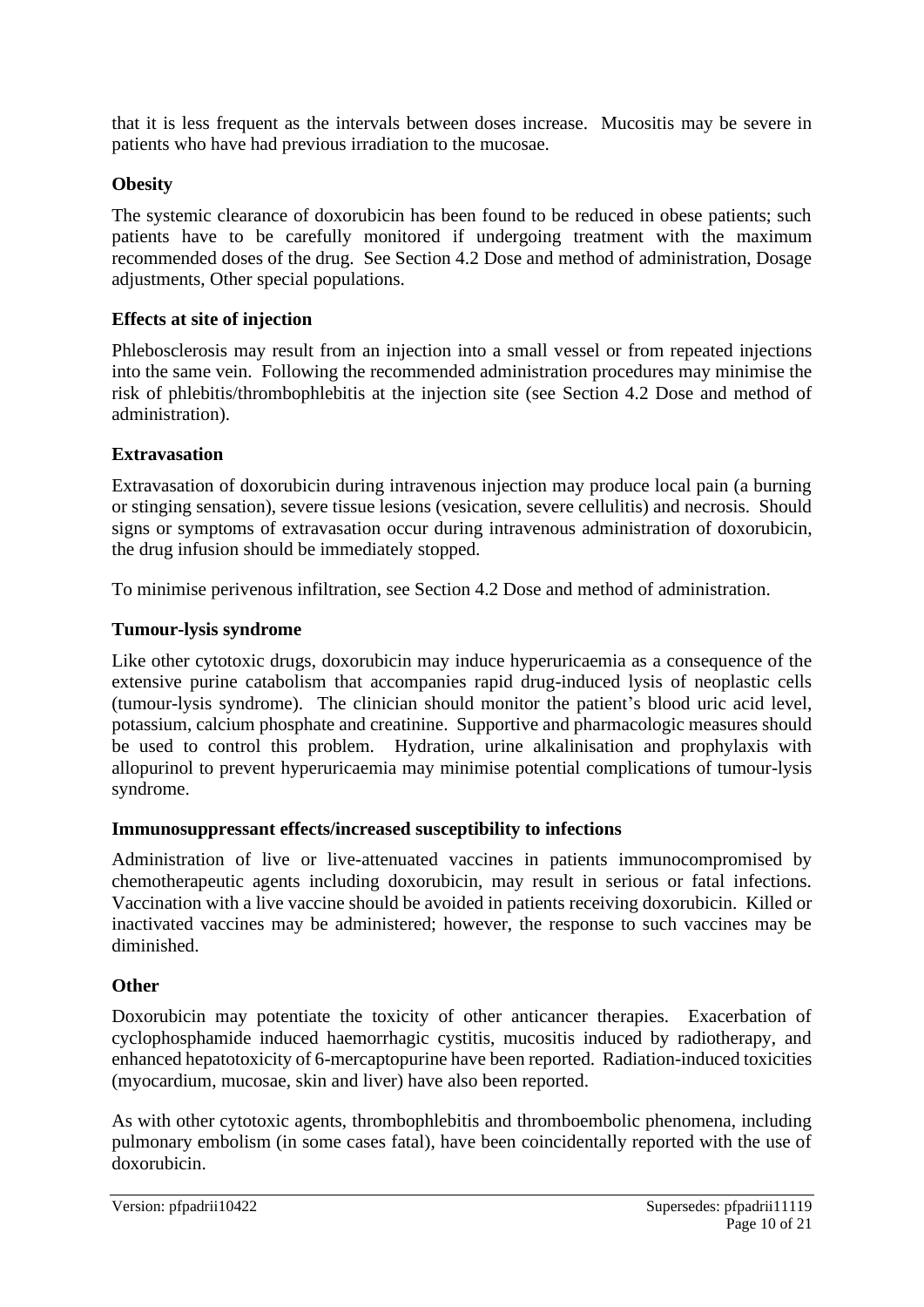that it is less frequent as the intervals between doses increase. Mucositis may be severe in patients who have had previous irradiation to the mucosae.

**Obesity**

The systemic clearance of doxorubicin has been found to be reduced in obese patients; such patients have to be carefully monitored if undergoing treatment with the maximum recommended doses of the drug. See Section 4.2 Dose and method of administration, Dosage adjustments, Other special populations.

**Effects at site of injection**

Phlebosclerosis may result from an injection into a small vessel or from repeated injections into the same vein. Following the recommended administration procedures may minimise the risk of phlebitis/thrombophlebitis at the injection site (see Section 4.2 Dose and method of administration).

**Extravasation**

Extravasation of doxorubicin during intravenous injection may produce local pain (a burning or stinging sensation), severe tissue lesions (vesication, severe cellulitis) and necrosis. Should signs or symptoms of extravasation occur during intravenous administration of doxorubicin, the drug infusion should be immediately stopped.

To minimise perivenous infiltration, see Section 4.2 Dose and method of administration.

**Tumour-lysis syndrome**

Like other cytotoxic drugs, doxorubicin may induce hyperuricaemia as a consequence of the extensive purine catabolism that accompanies rapid drug-induced lysis of neoplastic cells (tumour-lysis syndrome). The clinician should monitor the patient's blood uric acid level, potassium, calcium phosphate and creatinine. Supportive and pharmacologic measures should be used to control this problem. Hydration, urine alkalinisation and prophylaxis with allopurinol to prevent hyperuricaemia may minimise potential complications of tumour-lysis syndrome.

**Immunosuppressant effects/increased susceptibility to infections**

Administration of live or live-attenuated vaccines in patients immunocompromised by chemotherapeutic agents including doxorubicin, may result in serious or fatal infections. Vaccination with a live vaccine should be avoided in patients receiving doxorubicin. Killed or inactivated vaccines may be administered; however, the response to such vaccines may be diminished.

**Other**

Doxorubicin may potentiate the toxicity of other anticancer therapies. Exacerbation of cyclophosphamide induced haemorrhagic cystitis, mucositis induced by radiotherapy, and enhanced hepatotoxicity of 6-mercaptopurine have been reported. Radiation-induced toxicities (myocardium, mucosae, skin and liver) have also been reported.

As with other cytotoxic agents, thrombophlebitis and thromboembolic phenomena, including pulmonary embolism (in some cases fatal), have been coincidentally reported with the use of doxorubicin.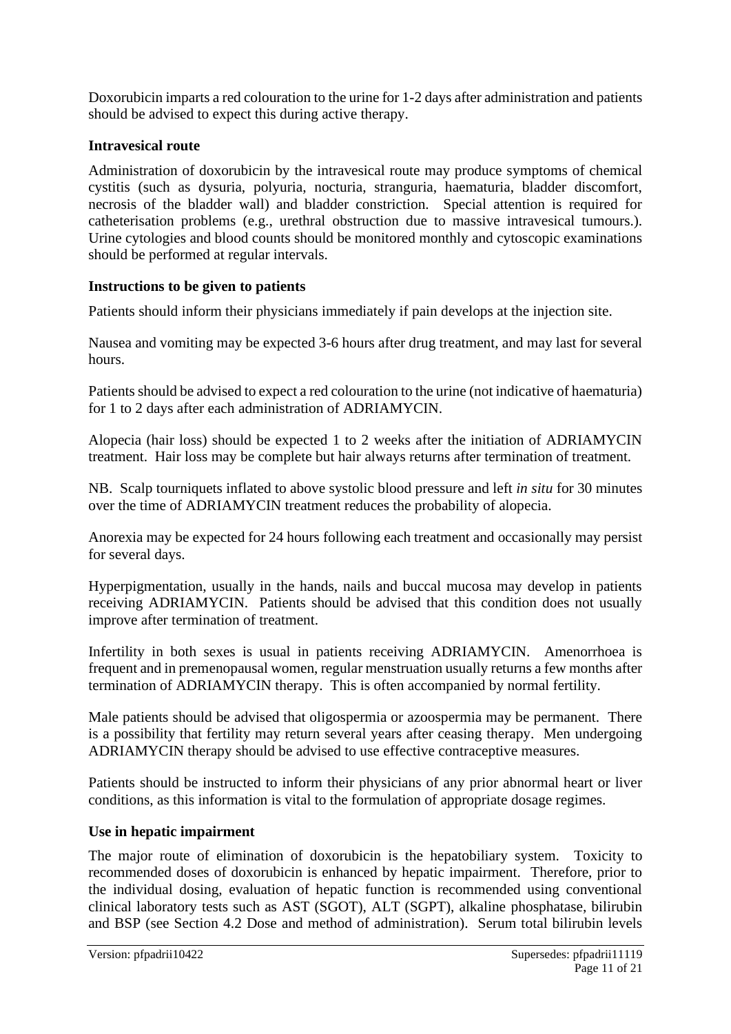Doxorubicin imparts a red colouration to the urine for 1-2 days after administration and patients should be advised to expect this during active therapy.

**Intravesical route**

Administration of doxorubicin by the intravesical route may produce symptoms of chemical cystitis (such as dysuria, polyuria, nocturia, stranguria, haematuria, bladder discomfort, necrosis of the bladder wall) and bladder constriction. Special attention is required for catheterisation problems (e.g., urethral obstruction due to massive intravesical tumours.). Urine cytologies and blood counts should be monitored monthly and cytoscopic examinations should be performed at regular intervals.

**Instructions to be given to patients**

Patients should inform their physicians immediately if pain develops at the injection site.

Nausea and vomiting may be expected 3-6 hours after drug treatment, and may last for several hours.

Patients should be advised to expect a red colouration to the urine (not indicative of haematuria) for 1 to 2 days after each administration of ADRIAMYCIN.

Alopecia (hair loss) should be expected 1 to 2 weeks after the initiation of ADRIAMYCIN treatment. Hair loss may be complete but hair always returns after termination of treatment.

NB. Scalp tourniquets inflated to above systolic blood pressure and left *in situ* for 30 minutes over the time of ADRIAMYCIN treatment reduces the probability of alopecia.

Anorexia may be expected for 24 hours following each treatment and occasionally may persist for several days.

Hyperpigmentation, usually in the hands, nails and buccal mucosa may develop in patients receiving ADRIAMYCIN. Patients should be advised that this condition does not usually improve after termination of treatment.

Infertility in both sexes is usual in patients receiving ADRIAMYCIN. Amenorrhoea is frequent and in premenopausal women, regular menstruation usually returns a few months after termination of ADRIAMYCIN therapy. This is often accompanied by normal fertility.

Male patients should be advised that oligospermia or azoospermia may be permanent. There is a possibility that fertility may return several years after ceasing therapy. Men undergoing ADRIAMYCIN therapy should be advised to use effective contraceptive measures.

Patients should be instructed to inform their physicians of any prior abnormal heart or liver conditions, as this information is vital to the formulation of appropriate dosage regimes.

**Use in hepatic impairment**

The major route of elimination of doxorubicin is the hepatobiliary system. Toxicity to recommended doses of doxorubicin is enhanced by hepatic impairment. Therefore, prior to the individual dosing, evaluation of hepatic function is recommended using conventional clinical laboratory tests such as AST (SGOT), ALT (SGPT), alkaline phosphatase, bilirubin and BSP (see Section 4.2 Dose and method of administration). Serum total bilirubin levels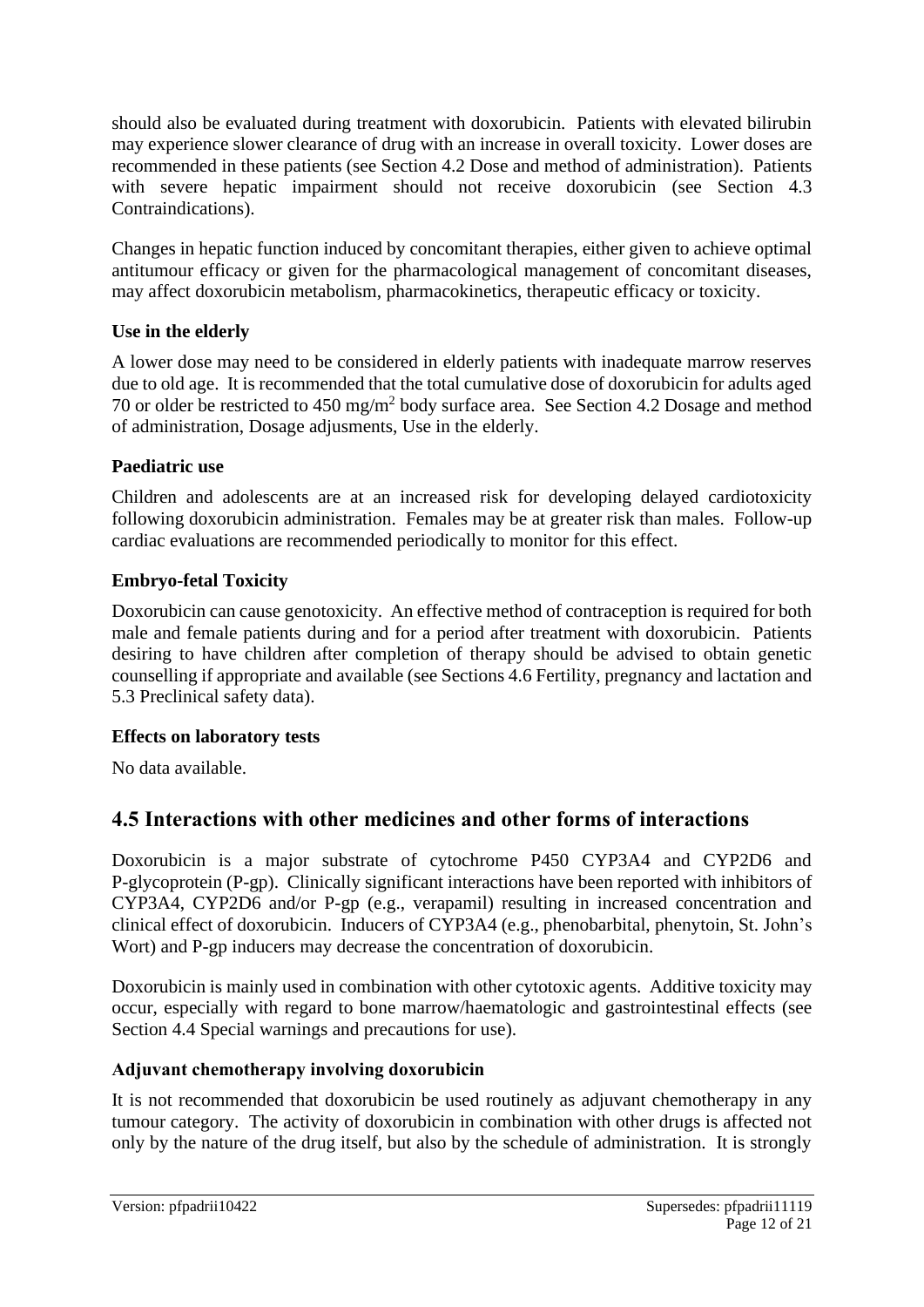should also be evaluated during treatment with doxorubicin. Patients with elevated bilirubin may experience slower clearance of drug with an increase in overall toxicity. Lower doses are recommended in these patients (see Section 4.2 Dose and method of administration). Patients with severe hepatic impairment should not receive doxorubicin (see Section 4.3 Contraindications).

Changes in hepatic function induced by concomitant therapies, either given to achieve optimal antitumour efficacy or given for the pharmacological management of concomitant diseases, may affect doxorubicin metabolism, pharmacokinetics, therapeutic efficacy or toxicity.

### Use in the elderly

A lower dose may need to be considered in elderly patients with inadequate marrow reserves due to old age. It is recommended that the total cumulative dose of doxorubicin for adults aged 70 or older be restricted to 450 $mg/m^2$ body surface area. See Section 4.2 Dosage and method of administration, Dosage adjusments, Use in the elderly.

### Paediatric use

Children and adolescents are at an increased risk for developing delayed cardiotoxicity following doxorubicin administration. Females may be at greater risk than males. Follow-up cardiac evaluations are recommended periodically to monitor for this effect.

### Embryo-fetal Toxicity

Doxorubicin can cause genotoxicity. An effective method of contraception is required for both male and female patients during and for a period after treatment with doxorubicin. Patients desiring to have children after completion of therapy should be advised to obtain genetic counselling if appropriate and available (see Sections 4.6 Fertility, pregnancy and lactation and 5.3 Preclinical safety data).

### Effects on laboratory tests

No data available.

## 4.5 Interactions with other medicines and other forms of interactions

Doxorubicin is a major substrate of cytochrome P450 CYP3A4 and CYP2D6 and P-glycoprotein (P-gp). Clinically significant interactions have been reported with inhibitors of CYP3A4, CYP2D6 and/or P-gp (e.g., verapamil) resulting in increased concentration and clinical effect of doxorubicin. Inducers of CYP3A4 (e.g., phenobarbital, phenytoin, St. John's Wort) and P-gp inducers may decrease the concentration of doxorubicin.

Doxorubicin is mainly used in combination with other cytotoxic agents. Additive toxicity may occur, especially with regard to bone marrow/haematologic and gastrointestinal effects (see Section 4.4 Special warnings and precautions for use).

### Adjuvant chemotherapy involving doxorubicin

It is not recommended that doxorubicin be used routinely as adjuvant chemotherapy in any tumour category. The activity of doxorubicin in combination with other drugs is affected not only by the nature of the drug itself, but also by the schedule of administration. It is strongly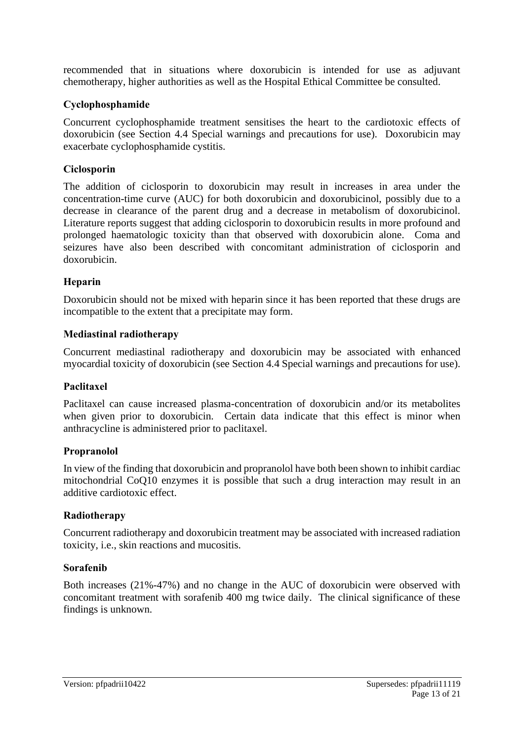recommended that in situations where doxorubicin is intended for use as adjuvant chemotherapy, higher authorities as well as the Hospital Ethical Committee be consulted.

### Cyclophosphamide

Concurrent cyclophosphamide treatment sensitises the heart to the cardiotoxic effects of doxorubicin (see Section 4.4 Special warnings and precautions for use). Doxorubicin may exacerbate cyclophosphamide cystitis.

### Ciclosporin

The addition of ciclosporin to doxorubicin may result in increases in area under the concentration-time curve (AUC) for both doxorubicin and doxorubicinol, possibly due to a decrease in clearance of the parent drug and a decrease in metabolism of doxorubicinol. Literature reports suggest that adding ciclosporin to doxorubicin results in more profound and prolonged haematologic toxicity than that observed with doxorubicin alone. Coma and seizures have also been described with concomitant administration of ciclosporin and doxorubicin.

### Heparin

Doxorubicin should not be mixed with heparin since it has been reported that these drugs are incompatible to the extent that a precipitate may form.

### Mediastinal radiotherapy

Concurrent mediastinal radiotherapy and doxorubicin may be associated with enhanced myocardial toxicity of doxorubicin (see Section 4.4 Special warnings and precautions for use).

### Paclitaxel

Paclitaxel can cause increased plasma-concentration of doxorubicin and/or its metabolites when given prior to doxorubicin. Certain data indicate that this effect is minor when anthracycline is administered prior to paclitaxel.

### Propranolol

In view of the finding that doxorubicin and propranolol have both been shown to inhibit cardiac mitochondrial CoQ10 enzymes it is possible that such a drug interaction may result in an additive cardiotoxic effect.

### Radiotherapy

Concurrent radiotherapy and doxorubicin treatment may be associated with increased radiation toxicity, i.e., skin reactions and mucositis.

### Sorafenib

Both increases (21%-47%) and no change in the AUC of doxorubicin were observed with concomitant treatment with sorafenib 400 mg twice daily. The clinical significance of these findings is unknown.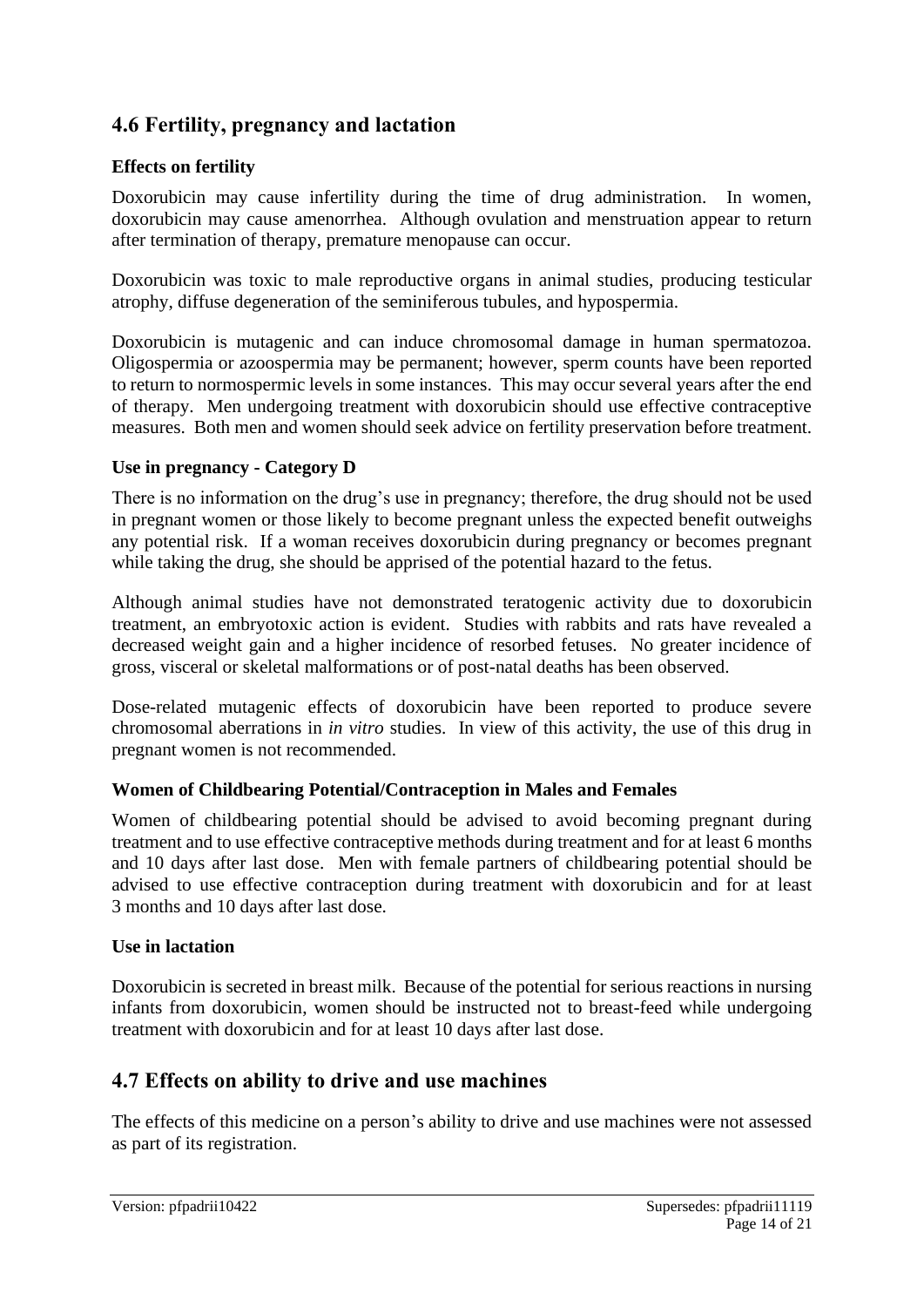## 4.6 Fertility, pregnancy and lactation

### Effects on fertility

Doxorubicin may cause infertility during the time of drug administration. In women, doxorubicin may cause amenorrhea. Although ovulation and menstruation appear to return after termination of therapy, premature menopause can occur.

Doxorubicin was toxic to male reproductive organs in animal studies, producing testicular atrophy, diffuse degeneration of the seminiferous tubules, and hypospermia.

Doxorubicin is mutagenic and can induce chromosomal damage in human spermatozoa. Oligospermia or azoospermia may be permanent; however, sperm counts have been reported to return to normospermic levels in some instances. This may occur several years after the end of therapy. Men undergoing treatment with doxorubicin should use effective contraceptive measures. Both men and women should seek advice on fertility preservation before treatment.

### Use in pregnancy - Category D

There is no information on the drug's use in pregnancy; therefore, the drug should not be used in pregnant women or those likely to become pregnant unless the expected benefit outweighs any potential risk. If a woman receives doxorubicin during pregnancy or becomes pregnant while taking the drug, she should be apprised of the potential hazard to the fetus.

Although animal studies have not demonstrated teratogenic activity due to doxorubicin treatment, an embryotoxic action is evident. Studies with rabbits and rats have revealed a decreased weight gain and a higher incidence of resorbed fetuses. No greater incidence of gross, visceral or skeletal malformations or of post-natal deaths has been observed.

Dose-related mutagenic effects of doxorubicin have been reported to produce severe chromosomal aberrations in *in vitro* studies. In view of this activity, the use of this drug in pregnant women is not recommended.

### Women of Childbearing Potential/Contraception in Males and Females

Women of childbearing potential should be advised to avoid becoming pregnant during treatment and to use effective contraceptive methods during treatment and for at least 6 months and 10 days after last dose. Men with female partners of childbearing potential should be advised to use effective contraception during treatment with doxorubicin and for at least 3 months and 10 days after last dose.

### Use in lactation

Doxorubicin is secreted in breast milk. Because of the potential for serious reactions in nursing infants from doxorubicin, women should be instructed not to breast-feed while undergoing treatment with doxorubicin and for at least 10 days after last dose.

## 4.7 Effects on ability to drive and use machines

The effects of this medicine on a person's ability to drive and use machines were not assessed as part of its registration.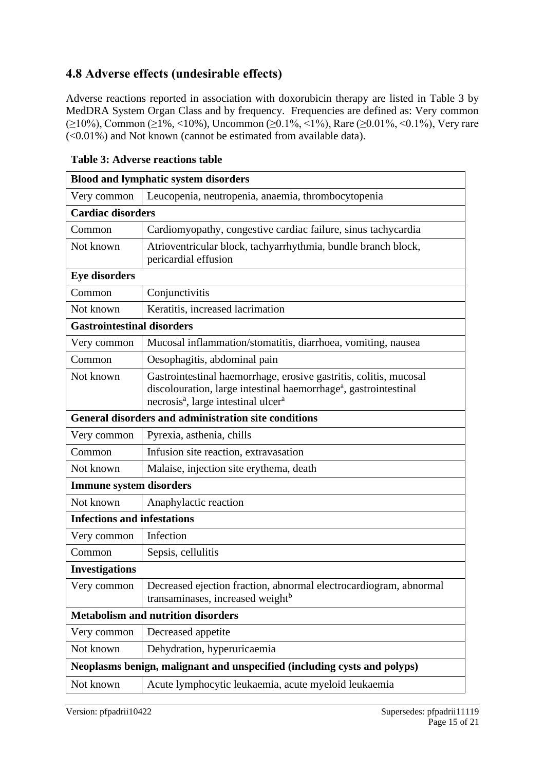## 4.8 Adverse effects (undesirable effects)

Adverse reactions reported in association with doxorubicin therapy are listed in Table 3 by MedDRA System Organ Class and by frequency. Frequencies are defined as: Very common (≥10%), Common (≥1%, <10%), Uncommon (≥0.1%, <1%), Rare (≥0.01%, <0.1%), Very rare (<0.01%) and Not known (cannot be estimated from available data).

**Table 3: Adverse reactions table**

| **Blood and lymphatic system disorders** | |
|---|---|
| Very common | Leucopenia, neutropenia, anaemia, thrombocytopenia |
| **Cardiac disorders** | |
| Common | Cardiomyopathy, congestive cardiac failure, sinus tachycardia |
| Not known | Atrioventricular block, tachyarrhythmia, bundle branch block, pericardial effusion |
| **Eye disorders** | |
| Common | Conjunctivitis |
| Not known | Keratitis, increased lacrimation |
| **Gastrointestinal disorders** | |
| Very common | Mucosal inflammation/stomatitis, diarrhoea, vomiting, nausea |
| Common | Oesophagitis, abdominal pain |
| Not known | Gastrointestinal haemorrhage, erosive gastritis, colitis, mucosal discolouration, large intestinal haemorrhage[a], gastrointestinal necrosis[a], large intestinal ulcer[a] |
| **General disorders and administration site conditions** | |
| Very common | Pyrexia, asthenia, chills |
| Common | Infusion site reaction, extravasation |
| Not known | Malaise, injection site erythema, death |
| **Immune system disorders** | |
| Not known | Anaphylactic reaction |
| **Infections and infestations** | |
| Very common | Infection |
| Common | Sepsis, cellulitis |
| **Investigations** | |
| Very common | Decreased ejection fraction, abnormal electrocardiogram, abnormal transaminases, increased weight[b] |
| **Metabolism and nutrition disorders** | |
| Very common | Decreased appetite |
| Not known | Dehydration, hyperuricaemia |
| **Neoplasms benign, malignant and unspecified (including cysts and polyps)** | |
| Not known | Acute lymphocytic leukaemia, acute myeloid leukaemia |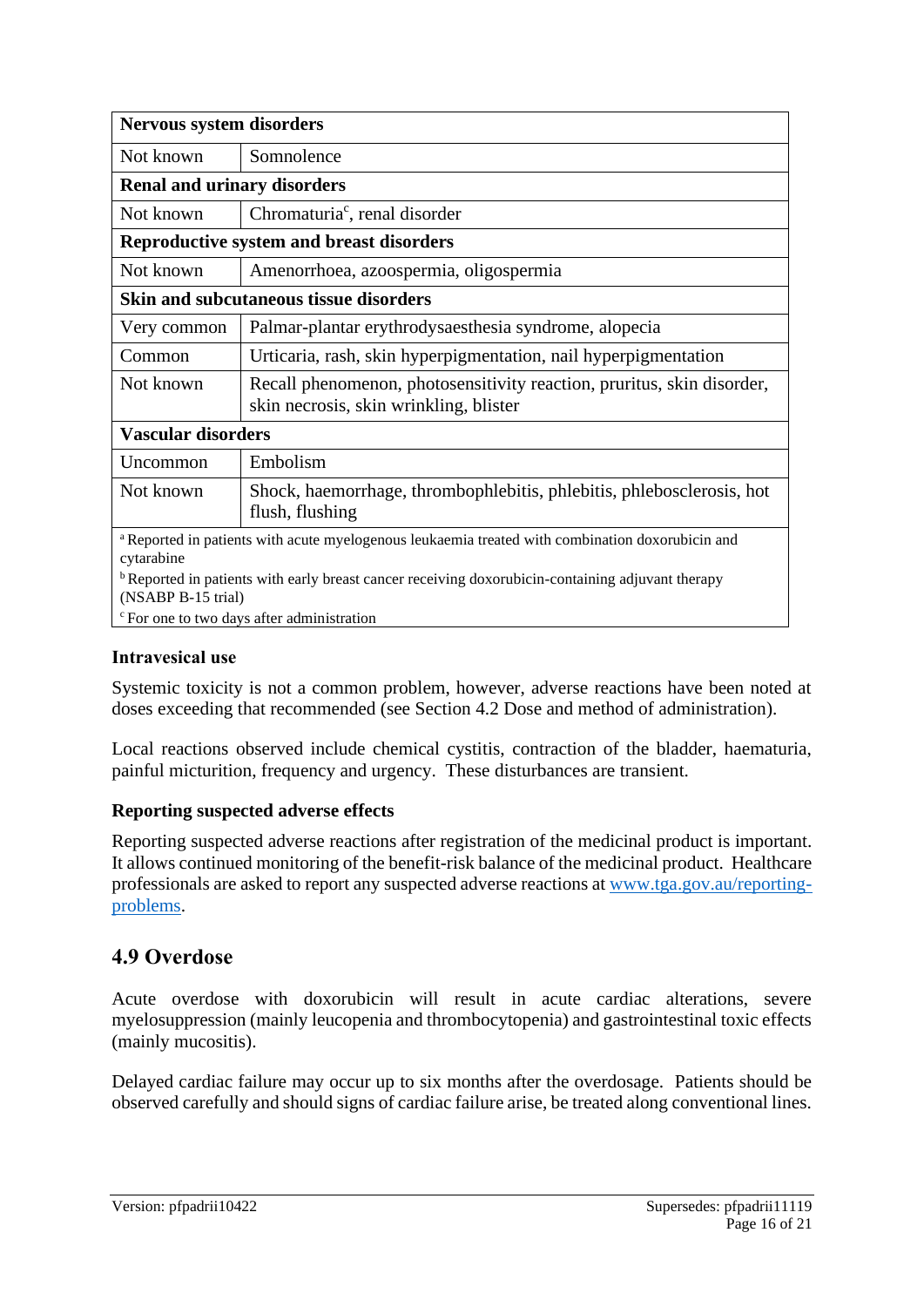| **Nervous system disorders** | |
|---|---|
| Not known | Somnolence |
| **Renal and urinary disorders** | |
| Not known | Chromaturia[c], renal disorder |
| **Reproductive system and breast disorders** | |
| Not known | Amenorrhoea, azoospermia, oligospermia |
| **Skin and subcutaneous tissue disorders** | |
| Very common | Palmar-plantar erythrodysaesthesia syndrome, alopecia |
| Common | Urticaria, rash, skin hyperpigmentation, nail hyperpigmentation |
| Not known | Recall phenomenon, photosensitivity reaction, pruritus, skin disorder, skin necrosis, skin wrinkling, blister |
| **Vascular disorders** | |
| Uncommon | Embolism |
| Not known | Shock, haemorrhage, thrombophlebitis, phlebitis, phlebosclerosis, hot flush, flushing |

[a] Reported in patients with acute myelogenous leukaemia treated with combination doxorubicin and cytarabine
[b] Reported in patients with early breast cancer receiving doxorubicin-containing adjuvant therapy (NSABP B-15 trial)
[c] For one to two days after administration

**Intravesical use**

Systemic toxicity is not a common problem, however, adverse reactions have been noted at doses exceeding that recommended (see Section 4.2 Dose and method of administration).

Local reactions observed include chemical cystitis, contraction of the bladder, haematuria, painful micturition, frequency and urgency. These disturbances are transient.

**Reporting suspected adverse effects**

Reporting suspected adverse reactions after registration of the medicinal product is important. It allows continued monitoring of the benefit-risk balance of the medicinal product. Healthcare professionals are asked to report any suspected adverse reactions at www.tga.gov.au/reporting-problems.

## 4.9 Overdose

Acute overdose with doxorubicin will result in acute cardiac alterations, severe myelosuppression (mainly leucopenia and thrombocytopenia) and gastrointestinal toxic effects (mainly mucositis).

Delayed cardiac failure may occur up to six months after the overdosage. Patients should be observed carefully and should signs of cardiac failure arise, be treated along conventional lines.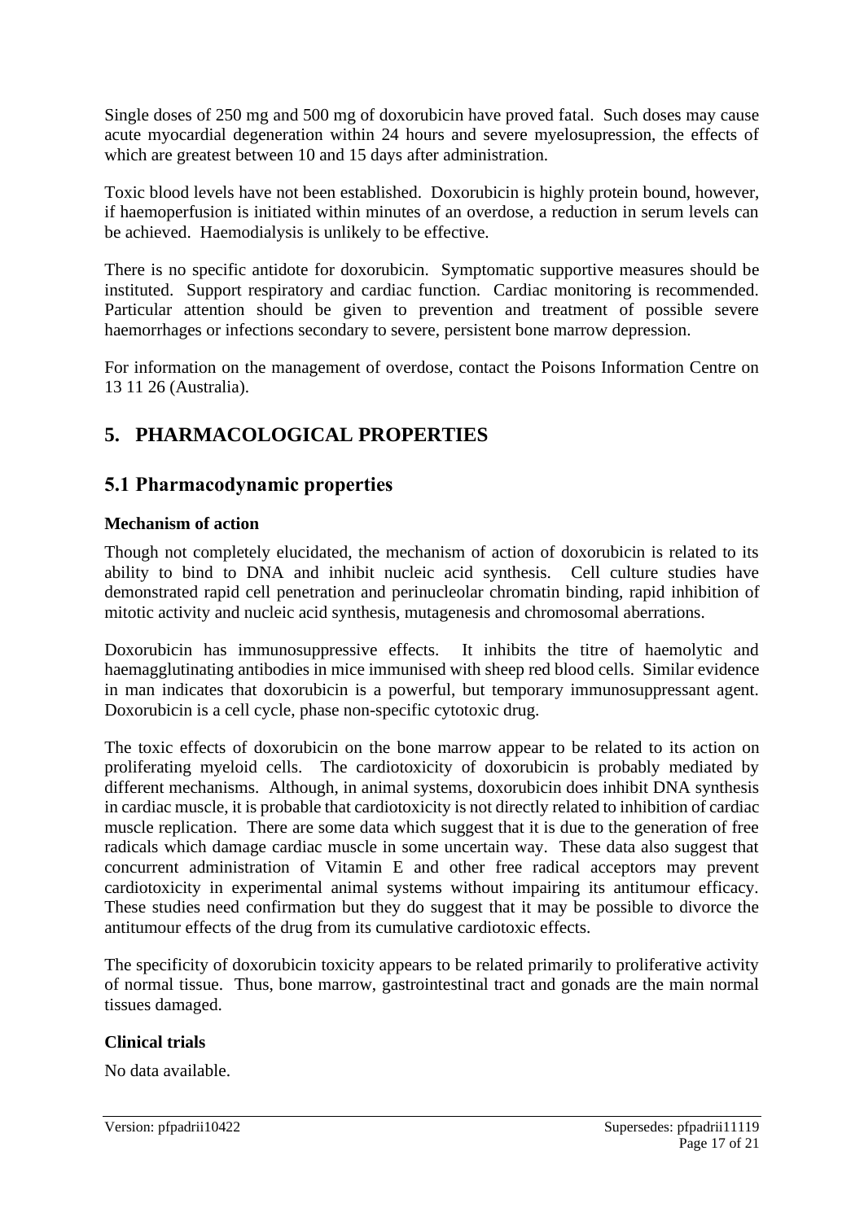Single doses of 250 mg and 500 mg of doxorubicin have proved fatal. Such doses may cause acute myocardial degeneration within 24 hours and severe myelosupression, the effects of which are greatest between 10 and 15 days after administration.

Toxic blood levels have not been established. Doxorubicin is highly protein bound, however, if haemoperfusion is initiated within minutes of an overdose, a reduction in serum levels can be achieved. Haemodialysis is unlikely to be effective.

There is no specific antidote for doxorubicin. Symptomatic supportive measures should be instituted. Support respiratory and cardiac function. Cardiac monitoring is recommended. Particular attention should be given to prevention and treatment of possible severe haemorrhages or infections secondary to severe, persistent bone marrow depression.

For information on the management of overdose, contact the Poisons Information Centre on 13 11 26 (Australia).

# 5. PHARMACOLOGICAL PROPERTIES

## 5.1 Pharmacodynamic properties

### Mechanism of action

Though not completely elucidated, the mechanism of action of doxorubicin is related to its ability to bind to DNA and inhibit nucleic acid synthesis. Cell culture studies have demonstrated rapid cell penetration and perinucleolar chromatin binding, rapid inhibition of mitotic activity and nucleic acid synthesis, mutagenesis and chromosomal aberrations.

Doxorubicin has immunosuppressive effects. It inhibits the titre of haemolytic and haemagglutinating antibodies in mice immunised with sheep red blood cells. Similar evidence in man indicates that doxorubicin is a powerful, but temporary immunosuppressant agent. Doxorubicin is a cell cycle, phase non-specific cytotoxic drug.

The toxic effects of doxorubicin on the bone marrow appear to be related to its action on proliferating myeloid cells. The cardiotoxicity of doxorubicin is probably mediated by different mechanisms. Although, in animal systems, doxorubicin does inhibit DNA synthesis in cardiac muscle, it is probable that cardiotoxicity is not directly related to inhibition of cardiac muscle replication. There are some data which suggest that it is due to the generation of free radicals which damage cardiac muscle in some uncertain way. These data also suggest that concurrent administration of Vitamin E and other free radical acceptors may prevent cardiotoxicity in experimental animal systems without impairing its antitumour efficacy. These studies need confirmation but they do suggest that it may be possible to divorce the antitumour effects of the drug from its cumulative cardiotoxic effects.

The specificity of doxorubicin toxicity appears to be related primarily to proliferative activity of normal tissue. Thus, bone marrow, gastrointestinal tract and gonads are the main normal tissues damaged.

### Clinical trials

No data available.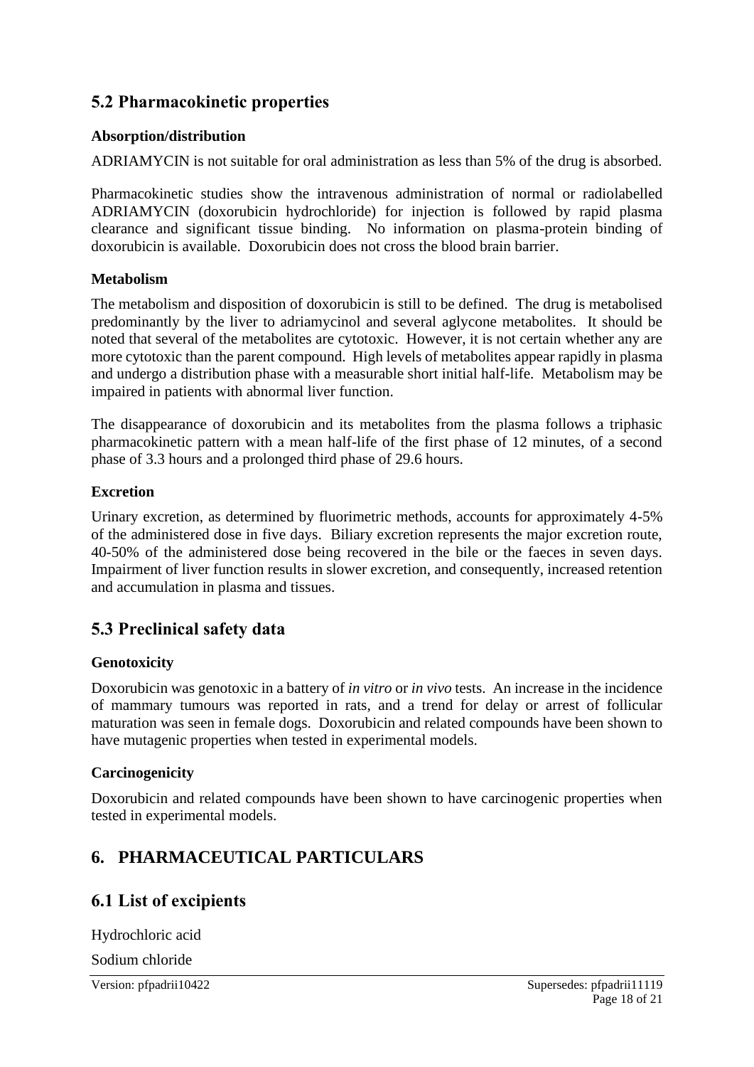## 5.2 Pharmacokinetic properties

### Absorption/distribution

ADRIAMYCIN is not suitable for oral administration as less than 5% of the drug is absorbed.

Pharmacokinetic studies show the intravenous administration of normal or radiolabelled ADRIAMYCIN (doxorubicin hydrochloride) for injection is followed by rapid plasma clearance and significant tissue binding. No information on plasma-protein binding of doxorubicin is available. Doxorubicin does not cross the blood brain barrier.

### Metabolism

The metabolism and disposition of doxorubicin is still to be defined. The drug is metabolised predominantly by the liver to adriamycinol and several aglycone metabolites. It should be noted that several of the metabolites are cytotoxic. However, it is not certain whether any are more cytotoxic than the parent compound. High levels of metabolites appear rapidly in plasma and undergo a distribution phase with a measurable short initial half-life. Metabolism may be impaired in patients with abnormal liver function.

The disappearance of doxorubicin and its metabolites from the plasma follows a triphasic pharmacokinetic pattern with a mean half-life of the first phase of 12 minutes, of a second phase of 3.3 hours and a prolonged third phase of 29.6 hours.

### Excretion

Urinary excretion, as determined by fluorimetric methods, accounts for approximately 4-5% of the administered dose in five days. Biliary excretion represents the major excretion route, 40-50% of the administered dose being recovered in the bile or the faeces in seven days. Impairment of liver function results in slower excretion, and consequently, increased retention and accumulation in plasma and tissues.

## 5.3 Preclinical safety data

### Genotoxicity

Doxorubicin was genotoxic in a battery of *in vitro* or *in vivo* tests. An increase in the incidence of mammary tumours was reported in rats, and a trend for delay or arrest of follicular maturation was seen in female dogs. Doxorubicin and related compounds have been shown to have mutagenic properties when tested in experimental models.

### Carcinogenicity

Doxorubicin and related compounds have been shown to have carcinogenic properties when tested in experimental models.

# 6. PHARMACEUTICAL PARTICULARS

## 6.1 List of excipients

Hydrochloric acid

Sodium chloride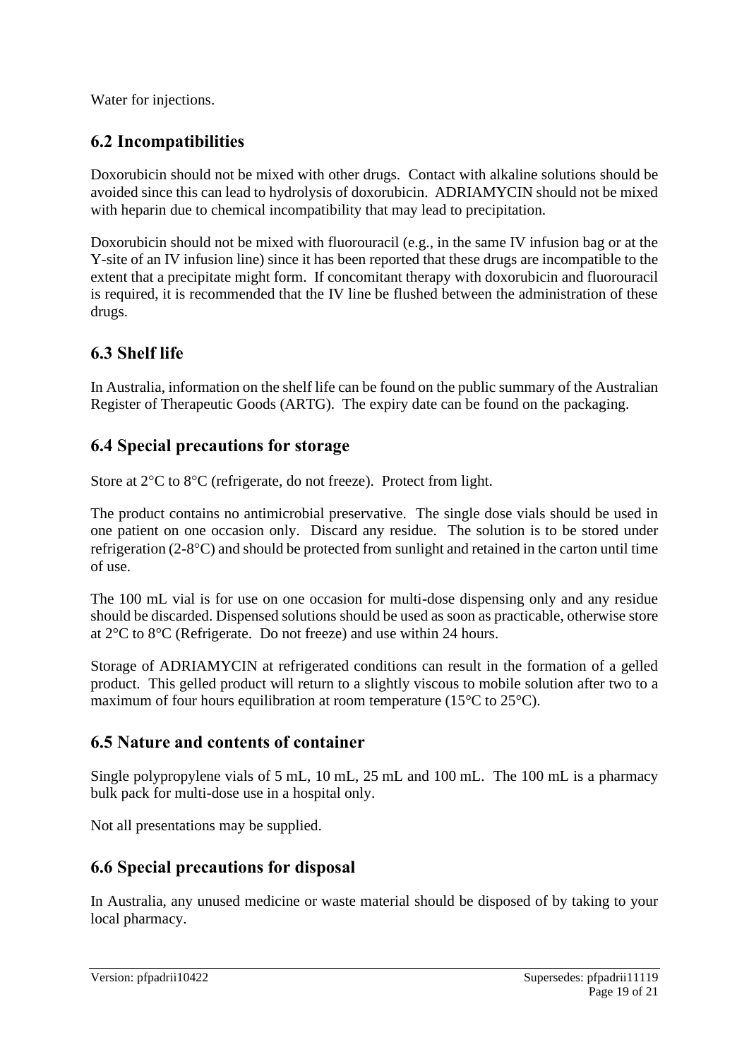Water for injections.

## 6.2 Incompatibilities

Doxorubicin should not be mixed with other drugs. Contact with alkaline solutions should be avoided since this can lead to hydrolysis of doxorubicin. ADRIAMYCIN should not be mixed with heparin due to chemical incompatibility that may lead to precipitation.

Doxorubicin should not be mixed with fluorouracil (e.g., in the same IV infusion bag or at the Y-site of an IV infusion line) since it has been reported that these drugs are incompatible to the extent that a precipitate might form. If concomitant therapy with doxorubicin and fluorouracil is required, it is recommended that the IV line be flushed between the administration of these drugs.

## 6.3 Shelf life

In Australia, information on the shelf life can be found on the public summary of the Australian Register of Therapeutic Goods (ARTG). The expiry date can be found on the packaging.

## 6.4 Special precautions for storage

Store at 2°C to 8°C (refrigerate, do not freeze). Protect from light.

The product contains no antimicrobial preservative. The single dose vials should be used in one patient on one occasion only. Discard any residue. The solution is to be stored under refrigeration (2-8°C) and should be protected from sunlight and retained in the carton until time of use.

The 100 mL vial is for use on one occasion for multi-dose dispensing only and any residue should be discarded. Dispensed solutions should be used as soon as practicable, otherwise store at 2°C to 8°C (Refrigerate. Do not freeze) and use within 24 hours.

Storage of ADRIAMYCIN at refrigerated conditions can result in the formation of a gelled product. This gelled product will return to a slightly viscous to mobile solution after two to a maximum of four hours equilibration at room temperature (15°C to 25°C).

## 6.5 Nature and contents of container

Single polypropylene vials of 5 mL, 10 mL, 25 mL and 100 mL. The 100 mL is a pharmacy bulk pack for multi-dose use in a hospital only.

Not all presentations may be supplied.

## 6.6 Special precautions for disposal

In Australia, any unused medicine or waste material should be disposed of by taking to your local pharmacy.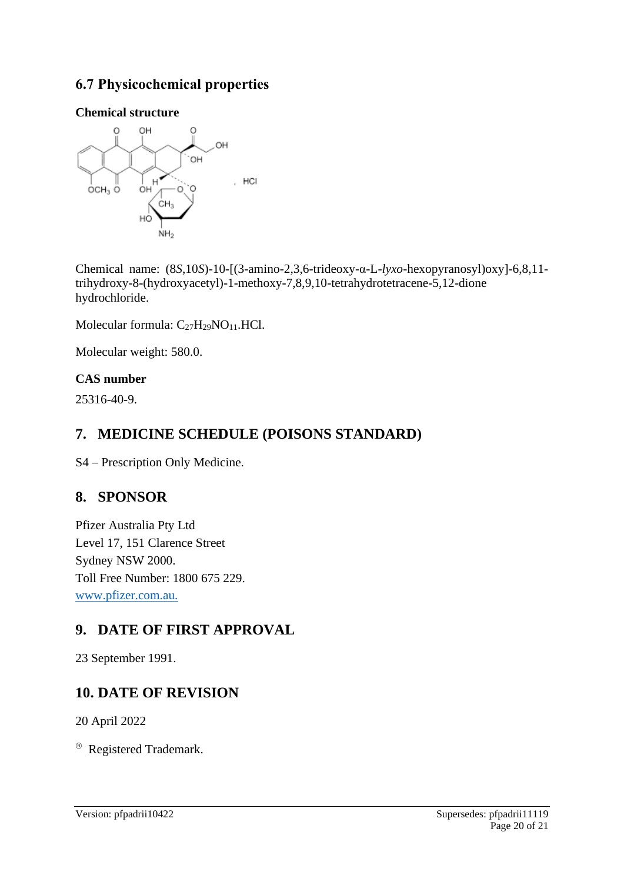## 6.7 Physicochemical properties

### Chemical structure

Chemical name: (8*S*,10*S*)-10-[(3-amino-2,3,6-trideoxy-α-L-*lyxo*-hexopyranosyl)oxy]-6,8,11-trihydroxy-8-(hydroxyacetyl)-1-methoxy-7,8,9,10-tetrahydrotetracene-5,12-dione hydrochloride.

Molecular formula: $C_{27}H_{29}NO_{11}$.HCl.

Molecular weight: 580.0.

### CAS number

25316-40-9.

## 7. MEDICINE SCHEDULE (POISONS STANDARD)

S4 – Prescription Only Medicine.

## 8. SPONSOR

Pfizer Australia Pty Ltd
Level 17, 151 Clarence Street
Sydney NSW 2000.
Toll Free Number: 1800 675 229.
www.pfizer.com.au.

## 9. DATE OF FIRST APPROVAL

23 September 1991.

## 10. DATE OF REVISION

20 April 2022

® Registered Trademark.

Version: pfpadrii10422 Supersedes: pfpadrii11119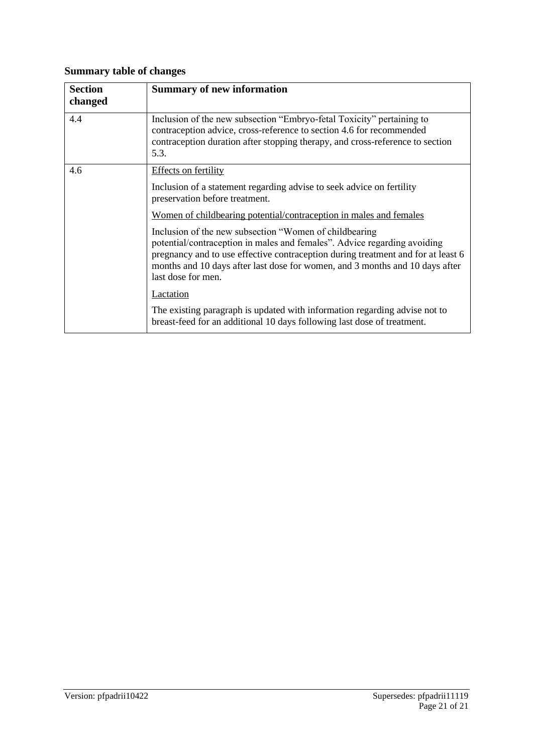## Summary table of changes

| Section changed | Summary of new information |
|---|---|
| 4.4 | Inclusion of the new subsection "Embryo-fetal Toxicity" pertaining to contraception advice, cross-reference to section 4.6 for recommended contraception duration after stopping therapy, and cross-reference to section 5.3. |
| 4.6 | Effects on fertility<br><br>Inclusion of a statement regarding advise to seek advice on fertility preservation before treatment.<br><br>Women of childbearing potential/contraception in males and females<br><br>Inclusion of the new subsection "Women of childbearing potential/contraception in males and females". Advice regarding avoiding pregnancy and to use effective contraception during treatment and for at least 6 months and 10 days after last dose for women, and 3 months and 10 days after last dose for men.<br><br>Lactation<br><br>The existing paragraph is updated with information regarding advise not to breast-feed for an additional 10 days following last dose of treatment. |

Version: pfpadrii10422 Supersedes: pfpadrii11119